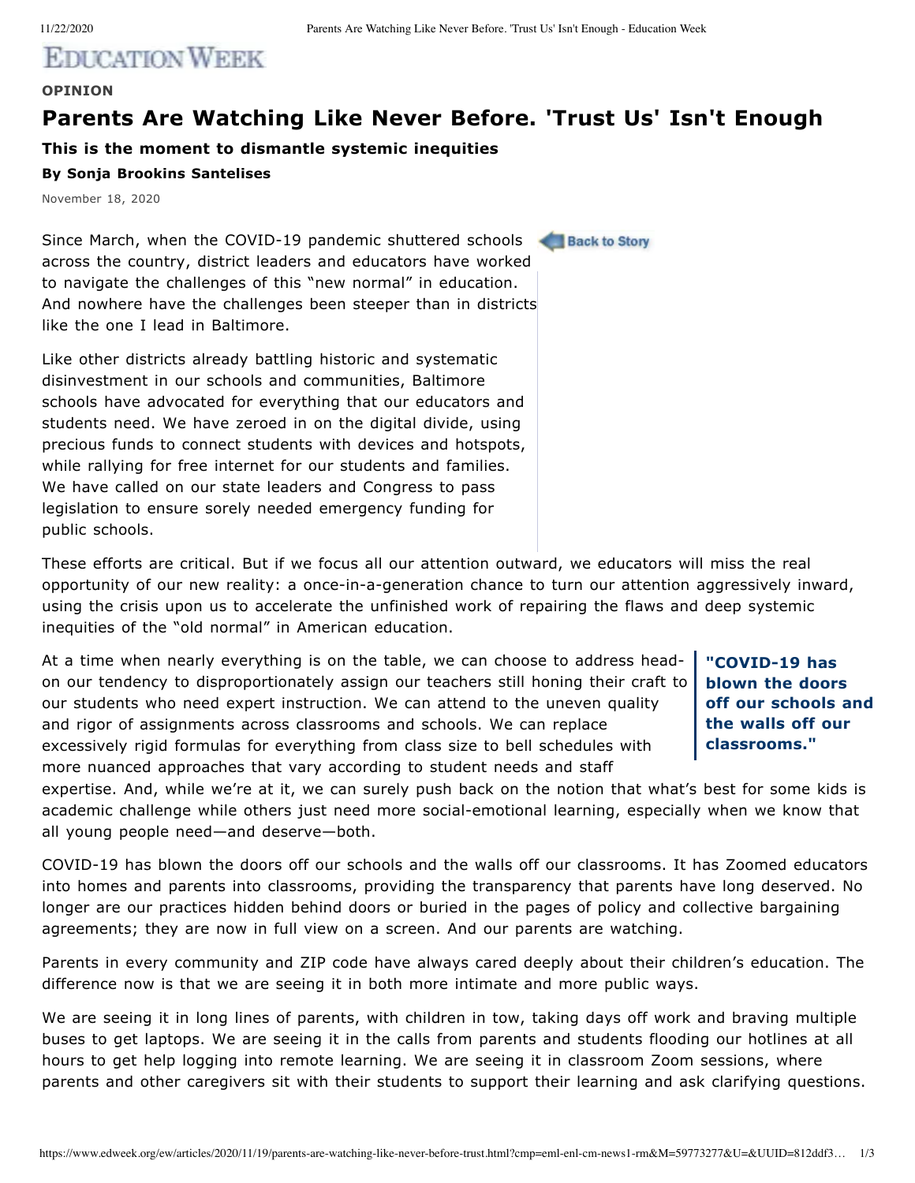EDUCATION WEEK

**OPINION**

# Parents Are Watching Like Never Before. 'Trust Us' Isn't Enough

### This is the moment to dismantle systemic inequities

**By Sonja Brookins Santelises**

November 18, 2020

Since March, when the COVID-19 pandemic shuttered schools across the country, district leaders and educators have worked to navigate the challenges of this "new normal" in education. And nowhere have the challenges been steeper than in districts like the one I lead in Baltimore.

Like other districts already battling historic and systematic disinvestment in our schools and communities, Baltimore schools have advocated for everything that our educators and students need. We have zeroed in on the digital divide, using precious funds to connect students with devices and hotspots, while rallying for free internet for our students and families. We have called on our state leaders and Congress to pass legislation to ensure sorely needed emergency funding for public schools.

These efforts are critical. But if we focus all our attention outward, we educators will miss the real opportunity of our new reality: a once-in-a-generation chance to turn our attention aggressively inward, using the crisis upon us to accelerate the unfinished work of repairing the flaws and deep systemic inequities of the "old normal" in American education.

At a time when nearly everything is on the table, we can choose to address head-on our tendency to disproportionately assign our teachers still honing their craft to our students who need expert instruction. We can attend to the uneven quality and rigor of assignments across classrooms and schools. We can replace excessively rigid formulas for everything from class size to bell schedules with more nuanced approaches that vary according to student needs and staff expertise. And, while we're at it, we can surely push back on the notion that what's best for some kids is academic challenge while others just need more social-emotional learning, especially when we know that all young people need—and deserve—both.

> **"COVID-19 has blown the doors off our schools and the walls off our classrooms."**

COVID-19 has blown the doors off our schools and the walls off our classrooms. It has Zoomed educators into homes and parents into classrooms, providing the transparency that parents have long deserved. No longer are our practices hidden behind doors or buried in the pages of policy and collective bargaining agreements; they are now in full view on a screen. And our parents are watching.

Parents in every community and ZIP code have always cared deeply about their children's education. The difference now is that we are seeing it in both more intimate and more public ways.

We are seeing it in long lines of parents, with children in tow, taking days off work and braving multiple buses to get laptops. We are seeing it in the calls from parents and students flooding our hotlines at all hours to get help logging into remote learning. We are seeing it in classroom Zoom sessions, where parents and other caregivers sit with their students to support their learning and ask clarifying questions.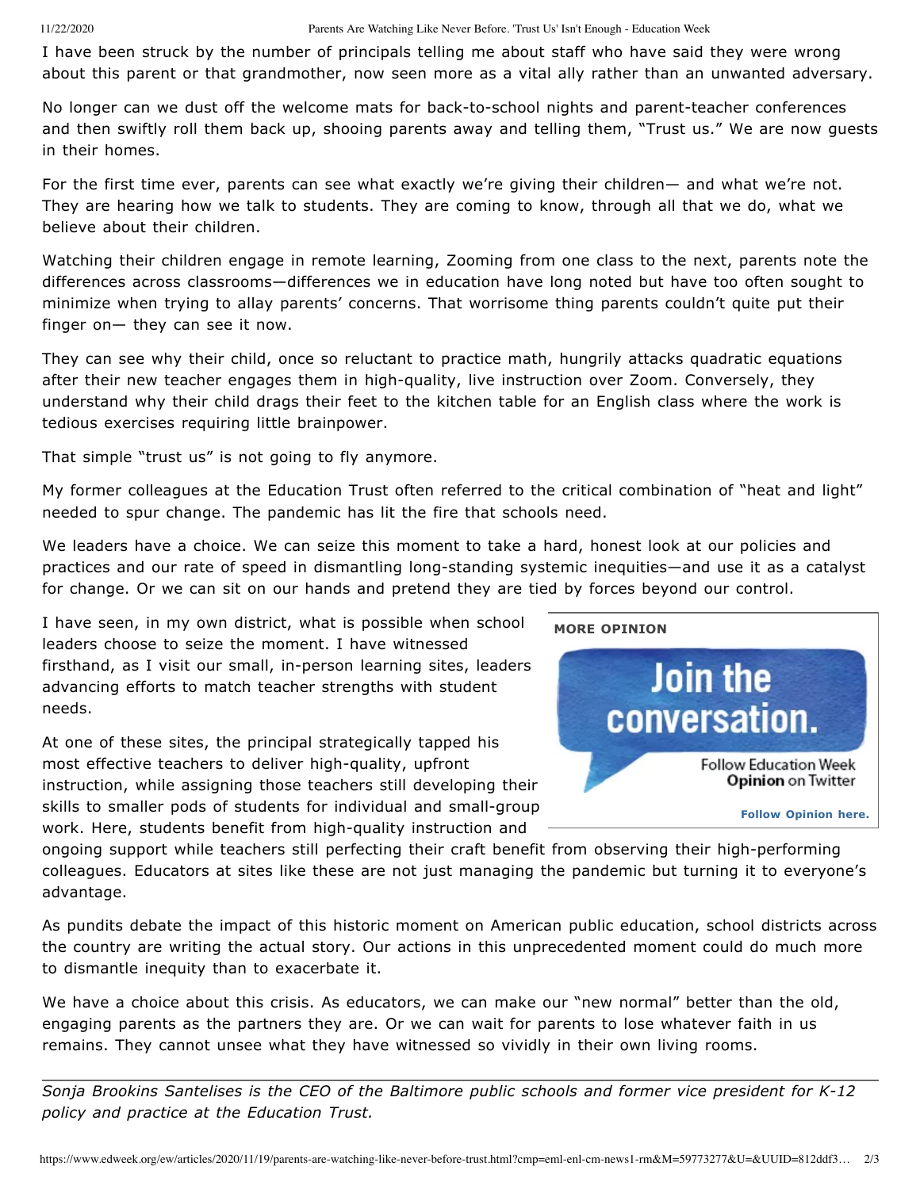I have been struck by the number of principals telling me about staff who have said they were wrong about this parent or that grandmother, now seen more as a vital ally rather than an unwanted adversary.

No longer can we dust off the welcome mats for back-to-school nights and parent-teacher conferences and then swiftly roll them back up, shooing parents away and telling them, "Trust us." We are now guests in their homes.

For the first time ever, parents can see what exactly we're giving their children— and what we're not. They are hearing how we talk to students. They are coming to know, through all that we do, what we believe about their children.

Watching their children engage in remote learning, Zooming from one class to the next, parents note the differences across classrooms—differences we in education have long noted but have too often sought to minimize when trying to allay parents' concerns. That worrisome thing parents couldn't quite put their finger on— they can see it now.

They can see why their child, once so reluctant to practice math, hungrily attacks quadratic equations after their new teacher engages them in high-quality, live instruction over Zoom. Conversely, they understand why their child drags their feet to the kitchen table for an English class where the work is tedious exercises requiring little brainpower.

That simple "trust us" is not going to fly anymore.

My former colleagues at the Education Trust often referred to the critical combination of "heat and light" needed to spur change. The pandemic has lit the fire that schools need.

We leaders have a choice. We can seize this moment to take a hard, honest look at our policies and practices and our rate of speed in dismantling long-standing systemic inequities—and use it as a catalyst for change. Or we can sit on our hands and pretend they are tied by forces beyond our control.

I have seen, in my own district, what is possible when school leaders choose to seize the moment. I have witnessed firsthand, as I visit our small, in-person learning sites, leaders advancing efforts to match teacher strengths with student needs.

**MORE OPINION**

Join the conversation.

Follow Education Week **Opinion** on Twitter

**Follow Opinion here.**

At one of these sites, the principal strategically tapped his most effective teachers to deliver high-quality, upfront instruction, while assigning those teachers still developing their skills to smaller pods of students for individual and small-group work. Here, students benefit from high-quality instruction and ongoing support while teachers still perfecting their craft benefit from observing their high-performing colleagues. Educators at sites like these are not just managing the pandemic but turning it to everyone's advantage.

As pundits debate the impact of this historic moment on American public education, school districts across the country are writing the actual story. Our actions in this unprecedented moment could do much more to dismantle inequity than to exacerbate it.

We have a choice about this crisis. As educators, we can make our "new normal" better than the old, engaging parents as the partners they are. Or we can wait for parents to lose whatever faith in us remains. They cannot unsee what they have witnessed so vividly in their own living rooms.

---

*Sonja Brookins Santelises is the CEO of the Baltimore public schools and former vice president for K-12 policy and practice at the Education Trust.*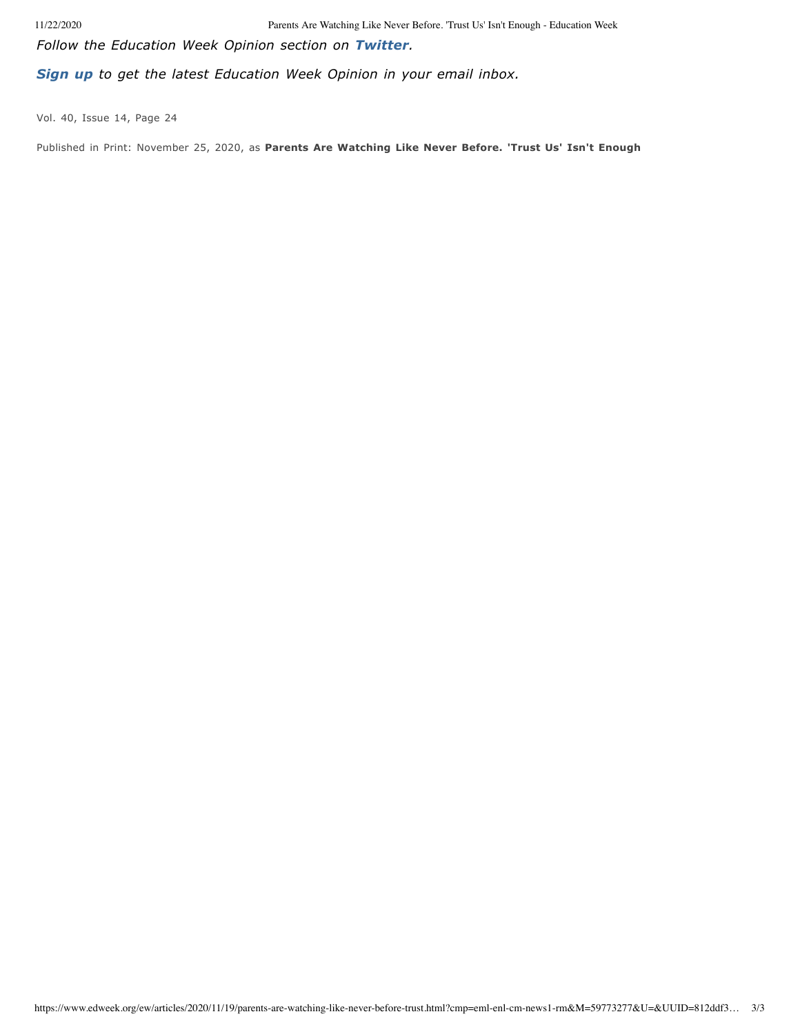*Follow the Education Week Opinion section on **Twitter**.*

***Sign up** to get the latest Education Week Opinion in your email inbox.*

Vol. 40, Issue 14, Page 24

Published in Print: November 25, 2020, as **Parents Are Watching Like Never Before. 'Trust Us' Isn't Enough**